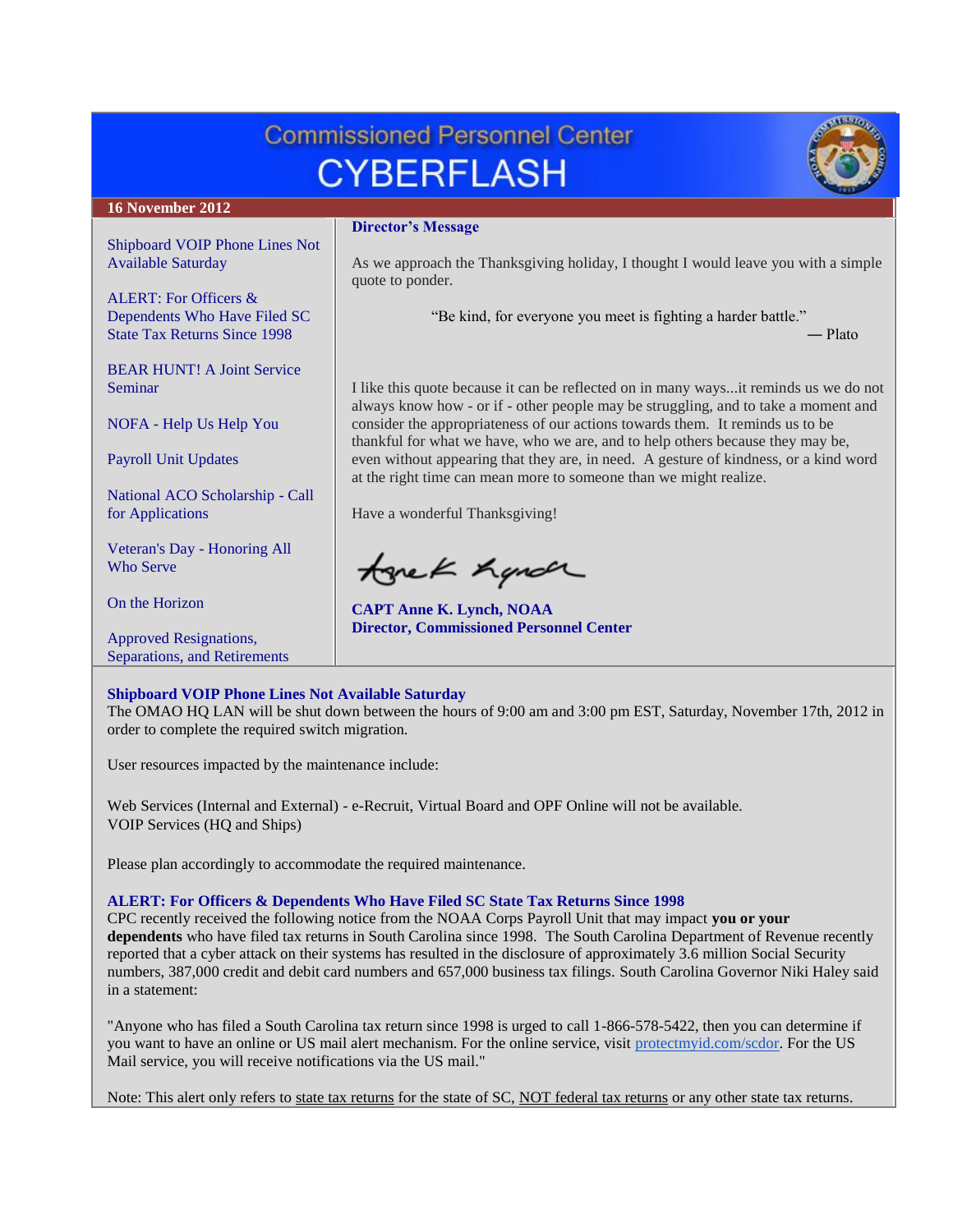# Commissioned Personnel Center CYBERFLASH

**16 November 2012**

- Shipboard VOIP Phone Lines Not Available Saturday
- ALERT: For Officers & Dependents Who Have Filed SC State Tax Returns Since 1998
- BEAR HUNT! A Joint Service Seminar
- NOFA - Help Us Help You
- Payroll Unit Updates
- National ACO Scholarship - Call for Applications
- Veteran's Day - Honoring All Who Serve
- On the Horizon
- Approved Resignations, Separations, and Retirements

## Director's Message

As we approach the Thanksgiving holiday, I thought I would leave you with a simple quote to ponder.

> "Be kind, for everyone you meet is fighting a harder battle."
> — Plato

I like this quote because it can be reflected on in many ways...it reminds us we do not always know how - or if - other people may be struggling, and to take a moment and consider the appropriateness of our actions towards them. It reminds us to be thankful for what we have, who we are, and to help others because they may be, even without appearing that they are, in need. A gesture of kindness, or a kind word at the right time can mean more to someone than we might realize.

Have a wonderful Thanksgiving!

Anne K. Lynch

**CAPT Anne K. Lynch, NOAA**
**Director, Commissioned Personnel Center**

## Shipboard VOIP Phone Lines Not Available Saturday

The OMAO HQ LAN will be shut down between the hours of 9:00 am and 3:00 pm EST, Saturday, November 17th, 2012 in order to complete the required switch migration.

User resources impacted by the maintenance include:

Web Services (Internal and External) - e-Recruit, Virtual Board and OPF Online will not be available.
VOIP Services (HQ and Ships)

Please plan accordingly to accommodate the required maintenance.

## ALERT: For Officers & Dependents Who Have Filed SC State Tax Returns Since 1998

CPC recently received the following notice from the NOAA Corps Payroll Unit that may impact **you or your dependents** who have filed tax returns in South Carolina since 1998. The South Carolina Department of Revenue recently reported that a cyber attack on their systems has resulted in the disclosure of approximately 3.6 million Social Security numbers, 387,000 credit and debit card numbers and 657,000 business tax filings. South Carolina Governor Niki Haley said in a statement:

"Anyone who has filed a South Carolina tax return since 1998 is urged to call 1-866-578-5422, then you can determine if you want to have an online or US mail alert mechanism. For the online service, visit protectmyid.com/scdor. For the US Mail service, you will receive notifications via the US mail."

Note: This alert only refers to state tax returns for the state of SC, NOT federal tax returns or any other state tax returns.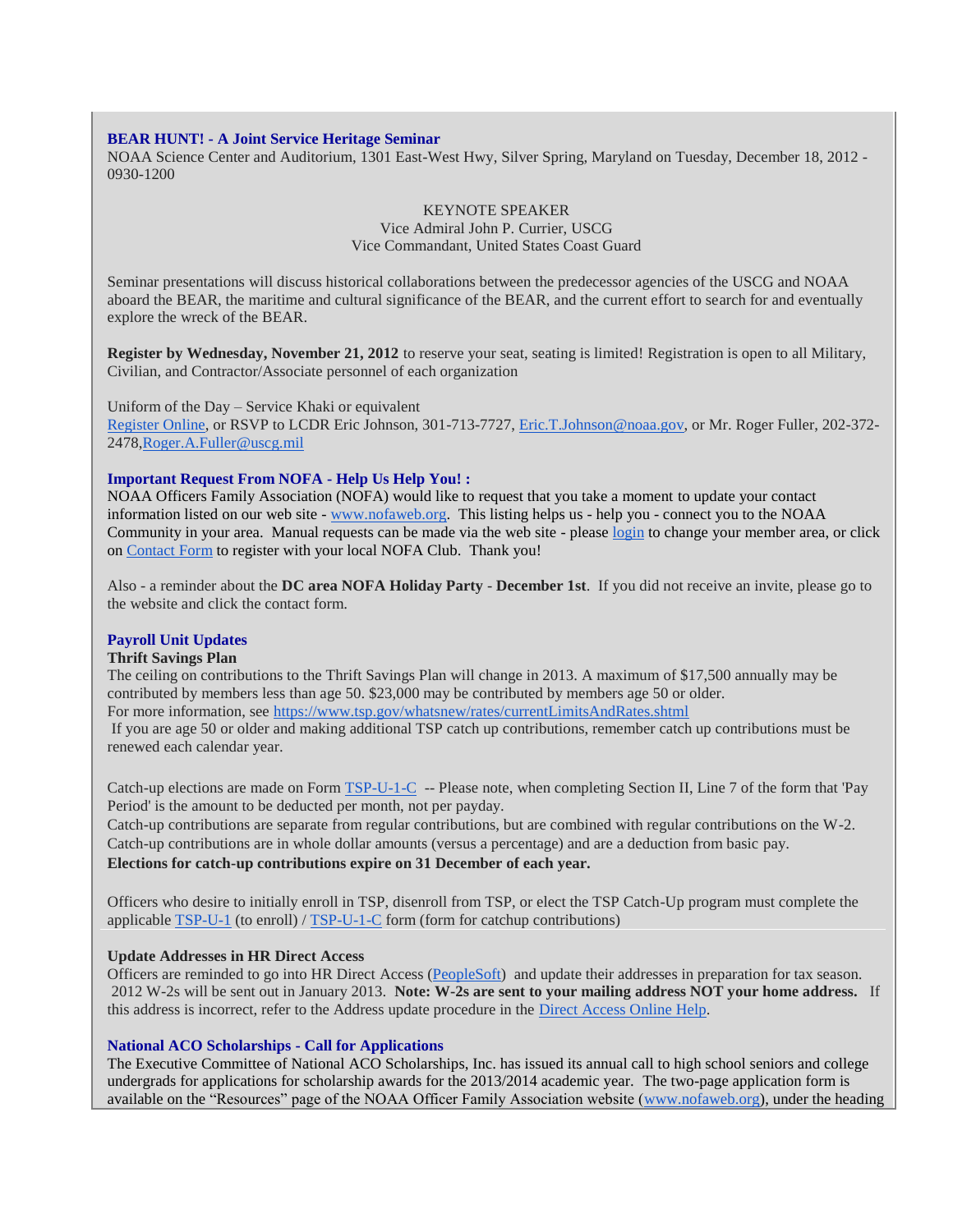### BEAR HUNT! - A Joint Service Heritage Seminar

NOAA Science Center and Auditorium, 1301 East-West Hwy, Silver Spring, Maryland on Tuesday, December 18, 2012 - 0930-1200

KEYNOTE SPEAKER
Vice Admiral John P. Currier, USCG
Vice Commandant, United States Coast Guard

Seminar presentations will discuss historical collaborations between the predecessor agencies of the USCG and NOAA aboard the BEAR, the maritime and cultural significance of the BEAR, and the current effort to search for and eventually explore the wreck of the BEAR.

**Register by Wednesday, November 21, 2012** to reserve your seat, seating is limited! Registration is open to all Military, Civilian, and Contractor/Associate personnel of each organization

Uniform of the Day – Service Khaki or equivalent
Register Online, or RSVP to LCDR Eric Johnson, 301-713-7727, Eric.T.Johnson@noaa.gov, or Mr. Roger Fuller, 202-372-2478,Roger.A.Fuller@uscg.mil

### Important Request From NOFA - Help Us Help You! :

NOAA Officers Family Association (NOFA) would like to request that you take a moment to update your contact information listed on our web site - www.nofaweb.org. This listing helps us - help you - connect you to the NOAA Community in your area. Manual requests can be made via the web site - please login to change your member area, or click on Contact Form to register with your local NOFA Club. Thank you!

Also - a reminder about the **DC area NOFA Holiday Party** - **December 1st**. If you did not receive an invite, please go to the website and click the contact form.

### Payroll Unit Updates

**Thrift Savings Plan**

The ceiling on contributions to the Thrift Savings Plan will change in 2013. A maximum of $17,500 annually may be contributed by members less than age 50. $23,000 may be contributed by members age 50 or older.
For more information, see https://www.tsp.gov/whatsnew/rates/currentLimitsAndRates.shtml
If you are age 50 or older and making additional TSP catch up contributions, remember catch up contributions must be renewed each calendar year.

Catch-up elections are made on Form TSP-U-1-C -- Please note, when completing Section II, Line 7 of the form that 'Pay Period' is the amount to be deducted per month, not per payday.
Catch-up contributions are separate from regular contributions, but are combined with regular contributions on the W-2.
Catch-up contributions are in whole dollar amounts (versus a percentage) and are a deduction from basic pay.
**Elections for catch-up contributions expire on 31 December of each year.**

Officers who desire to initially enroll in TSP, disenroll from TSP, or elect the TSP Catch-Up program must complete the applicable TSP-U-1 (to enroll) / TSP-U-1-C form (form for catchup contributions)

**Update Addresses in HR Direct Access**

Officers are reminded to go into HR Direct Access (PeopleSoft) and update their addresses in preparation for tax season. 2012 W-2s will be sent out in January 2013. **Note: W-2s are sent to your mailing address NOT your home address.** If this address is incorrect, refer to the Address update procedure in the Direct Access Online Help.

### National ACO Scholarships - Call for Applications

The Executive Committee of National ACO Scholarships, Inc. has issued its annual call to high school seniors and college undergrads for applications for scholarship awards for the 2013/2014 academic year. The two-page application form is available on the "Resources" page of the NOAA Officer Family Association website (www.nofaweb.org), under the heading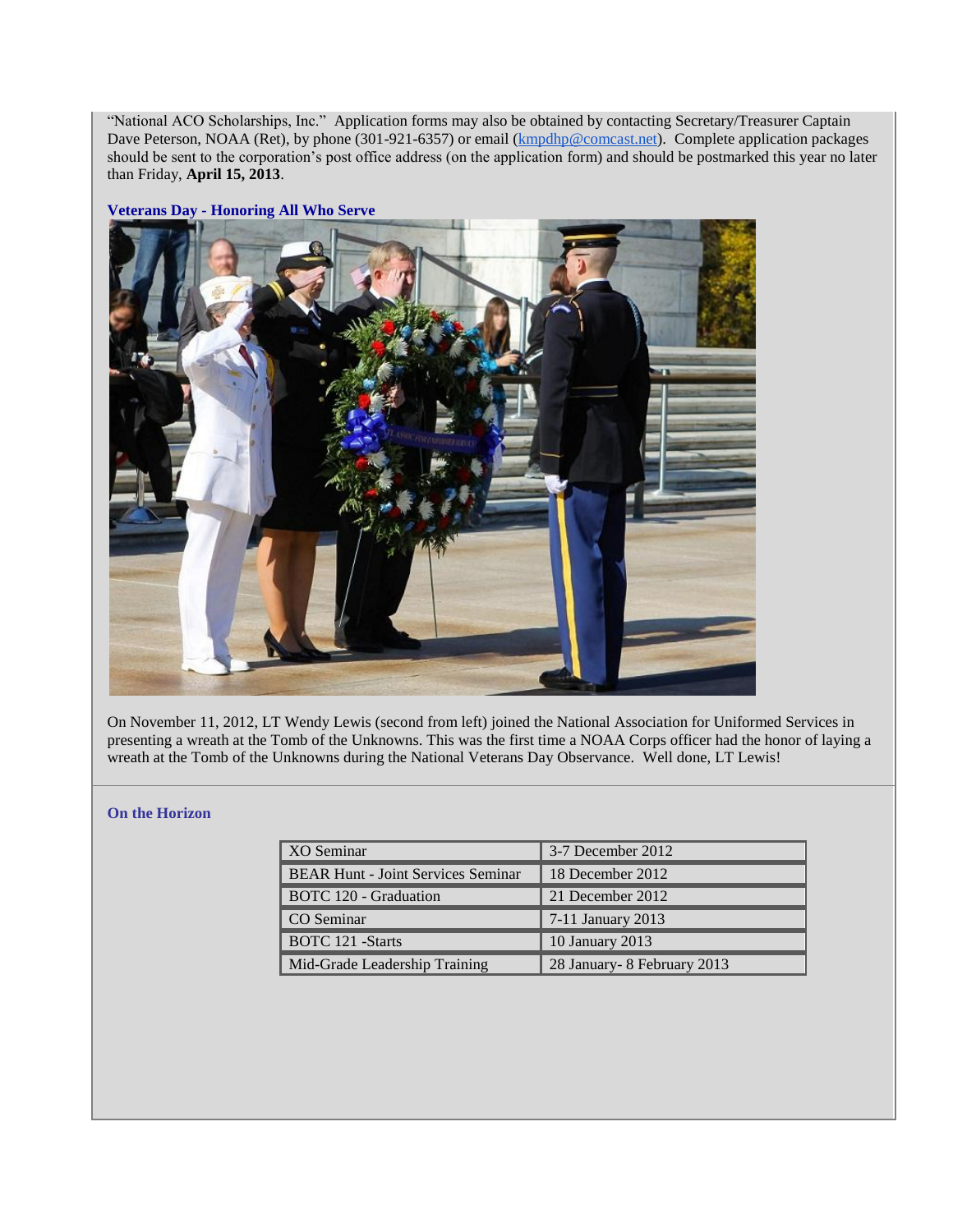"National ACO Scholarships, Inc." Application forms may also be obtained by contacting Secretary/Treasurer Captain Dave Peterson, NOAA (Ret), by phone (301-921-6357) or email (kmpdhp@comcast.net). Complete application packages should be sent to the corporation's post office address (on the application form) and should be postmarked this year no later than Friday, **April 15, 2013**.

### Veterans Day - Honoring All Who Serve

On November 11, 2012, LT Wendy Lewis (second from left) joined the National Association for Uniformed Services in presenting a wreath at the Tomb of the Unknowns. This was the first time a NOAA Corps officer had the honor of laying a wreath at the Tomb of the Unknowns during the National Veterans Day Observance. Well done, LT Lewis!

### On the Horizon

| Event | Date |
|---|---|
| XO Seminar | 3-7 December 2012 |
| BEAR Hunt - Joint Services Seminar | 18 December 2012 |
| BOTC 120 - Graduation | 21 December 2012 |
| CO Seminar | 7-11 January 2013 |
| BOTC 121 -Starts | 10 January 2013 |
| Mid-Grade Leadership Training | 28 January- 8 February 2013 |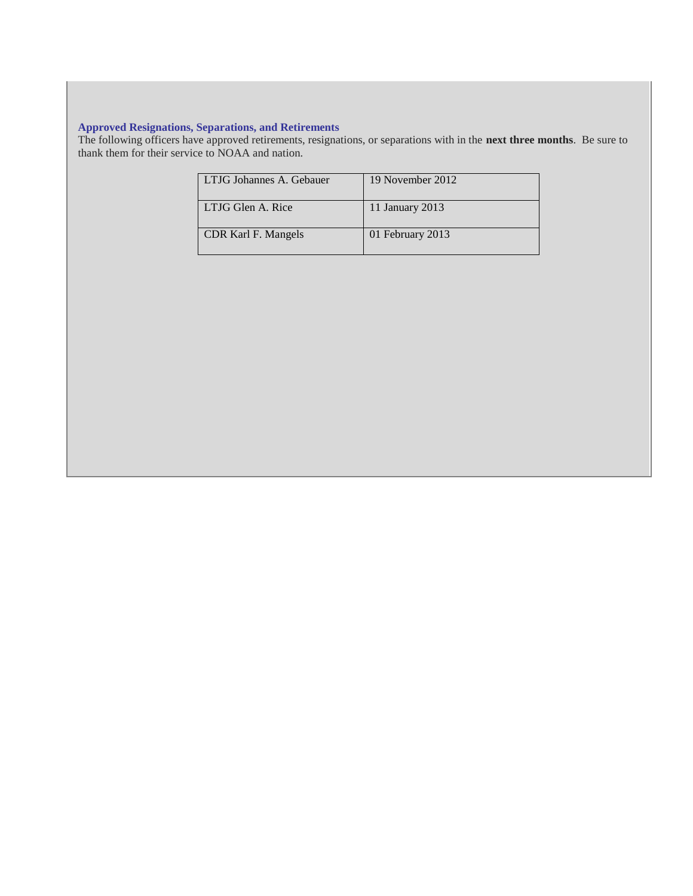### Approved Resignations, Separations, and Retirements

The following officers have approved retirements, resignations, or separations with in the **next three months**. Be sure to thank them for their service to NOAA and nation.

| | |
|---|---|
| LTJG Johannes A. Gebauer | 19 November 2012 |
| LTJG Glen A. Rice | 11 January 2013 |
| CDR Karl F. Mangels | 01 February 2013 |